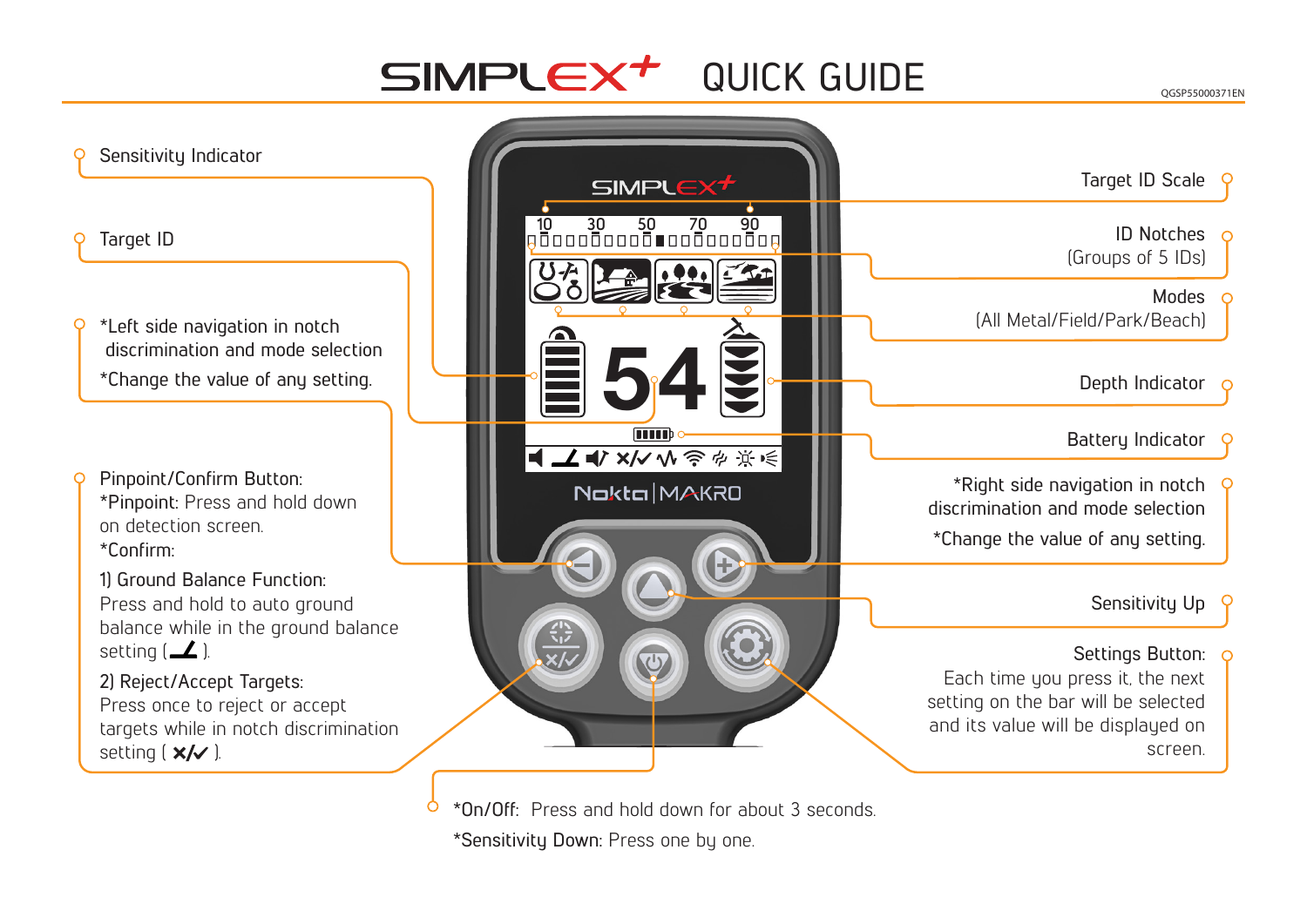# SIMPLEX+ QUICK GUIDE

QGSP55000371EN

- Sensitivity Indicator
- Target ID
- *Left side navigation in notch discrimination and mode selection
  *Change the value of any setting.
- Pinpoint/Confirm Button:
  *Pinpoint: Press and hold down on detection screen.
  *Confirm:
  1) Ground Balance Function:
  Press and hold to auto ground balance while in the ground balance setting ( ).
  2) Reject/Accept Targets:
  Press once to reject or accept targets while in notch discrimination setting ( ✕/✓ ).

- Target ID Scale
- ID Notches
  (Groups of 5 IDs)
- Modes
  (All Metal/Field/Park/Beach)
- Depth Indicator
- Battery Indicator
- *Right side navigation in notch discrimination and mode selection
  *Change the value of any setting.
- Sensitivity Up
- Settings Button:
  Each time you press it, the next setting on the bar will be selected and its value will be displayed on screen.

- *On/Off: Press and hold down for about 3 seconds.
  *Sensitivity Down: Press one by one.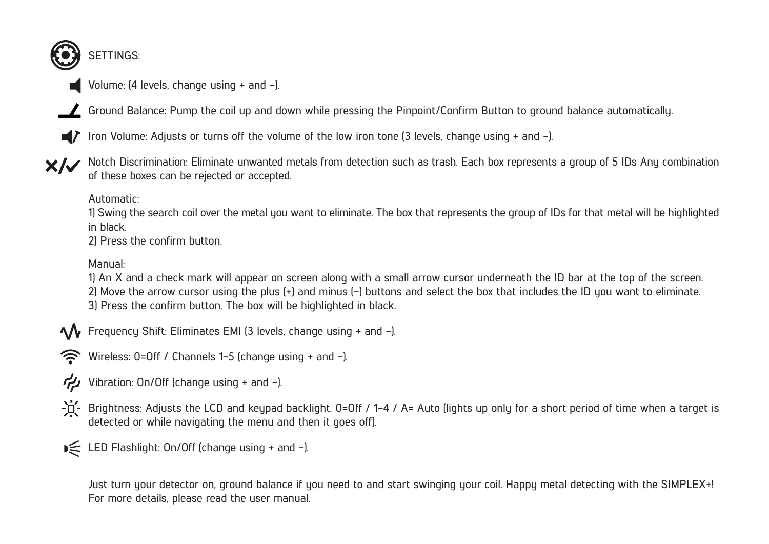## SETTINGS:

Volume: (4 levels, change using + and –).

Ground Balance: Pump the coil up and down while pressing the Pinpoint/Confirm Button to ground balance automatically.

Iron Volume: Adjusts or turns off the volume of the low iron tone (3 levels, change using + and –).

Notch Discrimination: Eliminate unwanted metals from detection such as trash. Each box represents a group of 5 IDs Any combination of these boxes can be rejected or accepted.

Automatic:
1) Swing the search coil over the metal you want to eliminate. The box that represents the group of IDs for that metal will be highlighted in black.
2) Press the confirm button.

Manual:
1) An X and a check mark will appear on screen along with a small arrow cursor underneath the ID bar at the top of the screen.
2) Move the arrow cursor using the plus (+) and minus (–) buttons and select the box that includes the ID you want to eliminate.
3) Press the confirm button. The box will be highlighted in black.

Frequency Shift: Eliminates EMI (3 levels, change using + and –).

Wireless: 0=Off / Channels 1–5 (change using + and –).

Vibration: On/Off (change using + and –).

Brightness: Adjusts the LCD and keypad backlight. 0=Off / 1–4 / A= Auto (lights up only for a short period of time when a target is detected or while navigating the menu and then it goes off).

LED Flashlight: On/Off (change using + and –).

Just turn your detector on, ground balance if you need to and start swinging your coil. Happy metal detecting with the SIMPLEX+! For more details, please read the user manual.